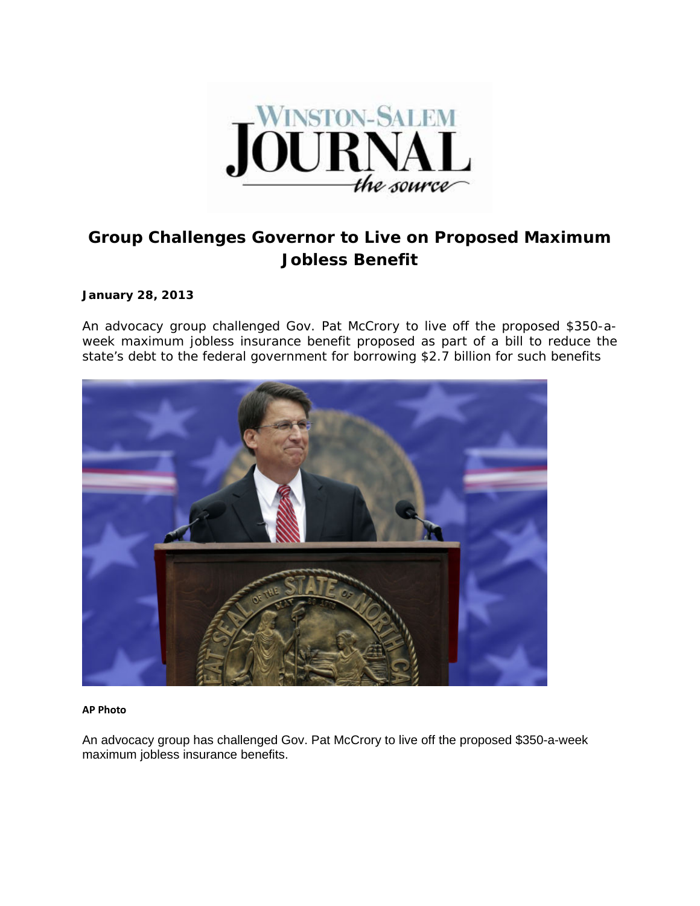# Group Challenges Governor to Live on Proposed Maximum Jobless Benefit

**January 28, 2013**

An advocacy group challenged Gov. Pat McCrory to live off the proposed $350-a-week maximum jobless insurance benefit proposed as part of a bill to reduce the state's debt to the federal government for borrowing $2.7 billion for such benefits

**AP Photo**

An advocacy group has challenged Gov. Pat McCrory to live off the proposed $350-a-week maximum jobless insurance benefits.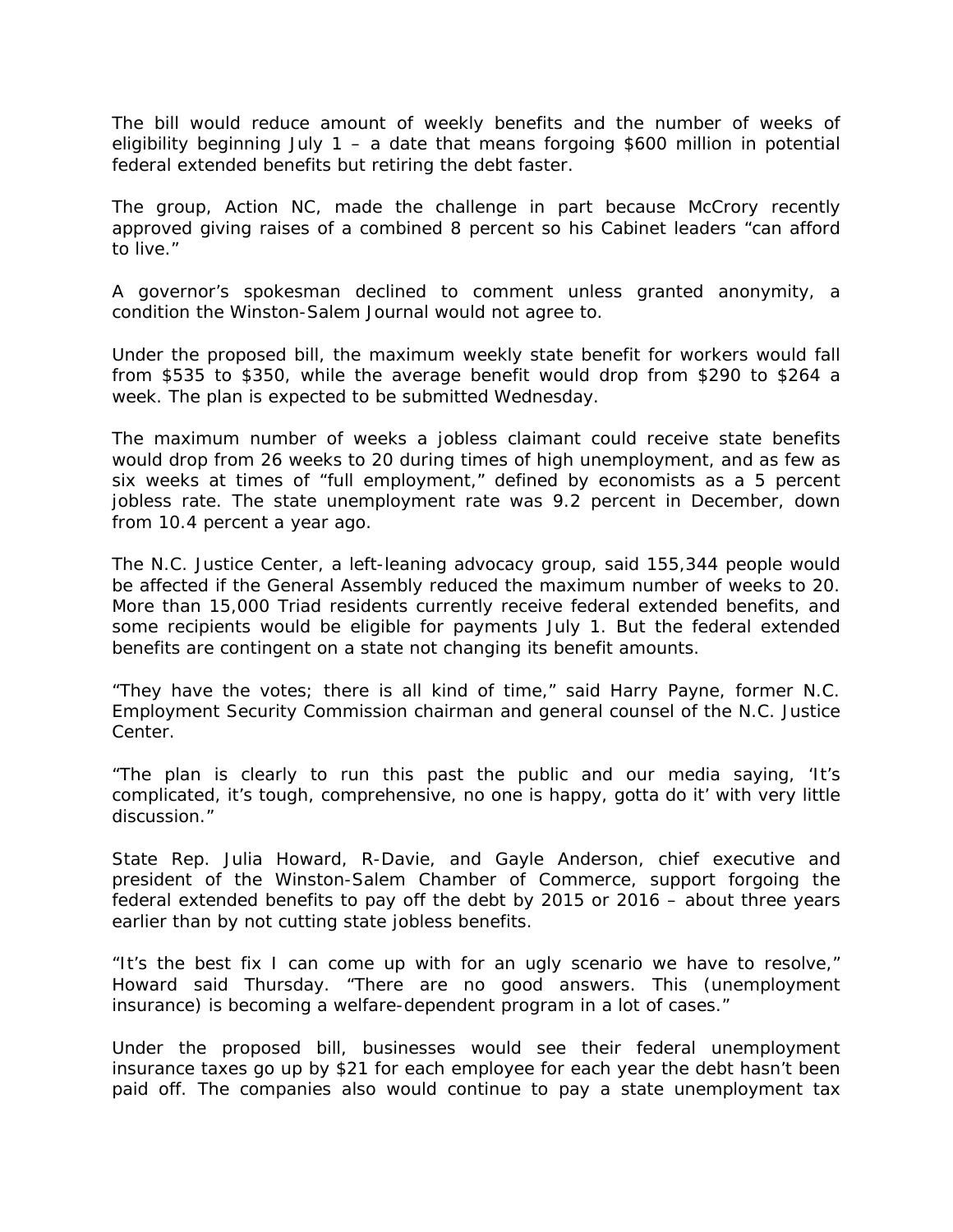The bill would reduce amount of weekly benefits and the number of weeks of eligibility beginning July 1 – a date that means forgoing $600 million in potential federal extended benefits but retiring the debt faster.

The group, Action NC, made the challenge in part because McCrory recently approved giving raises of a combined 8 percent so his Cabinet leaders "can afford to live."

A governor's spokesman declined to comment unless granted anonymity, a condition the Winston-Salem Journal would not agree to.

Under the proposed bill, the maximum weekly state benefit for workers would fall from $535 to $350, while the average benefit would drop from $290 to $264 a week. The plan is expected to be submitted Wednesday.

The maximum number of weeks a jobless claimant could receive state benefits would drop from 26 weeks to 20 during times of high unemployment, and as few as six weeks at times of "full employment," defined by economists as a 5 percent jobless rate. The state unemployment rate was 9.2 percent in December, down from 10.4 percent a year ago.

The N.C. Justice Center, a left-leaning advocacy group, said 155,344 people would be affected if the General Assembly reduced the maximum number of weeks to 20. More than 15,000 Triad residents currently receive federal extended benefits, and some recipients would be eligible for payments July 1. But the federal extended benefits are contingent on a state not changing its benefit amounts.

"They have the votes; there is all kind of time," said Harry Payne, former N.C. Employment Security Commission chairman and general counsel of the N.C. Justice Center.

"The plan is clearly to run this past the public and our media saying, 'It's complicated, it's tough, comprehensive, no one is happy, gotta do it' with very little discussion."

State Rep. Julia Howard, R-Davie, and Gayle Anderson, chief executive and president of the Winston-Salem Chamber of Commerce, support forgoing the federal extended benefits to pay off the debt by 2015 or 2016 – about three years earlier than by not cutting state jobless benefits.

"It's the best fix I can come up with for an ugly scenario we have to resolve," Howard said Thursday. "There are no good answers. This (unemployment insurance) is becoming a welfare-dependent program in a lot of cases."

Under the proposed bill, businesses would see their federal unemployment insurance taxes go up by $21 for each employee for each year the debt hasn't been paid off. The companies also would continue to pay a state unemployment tax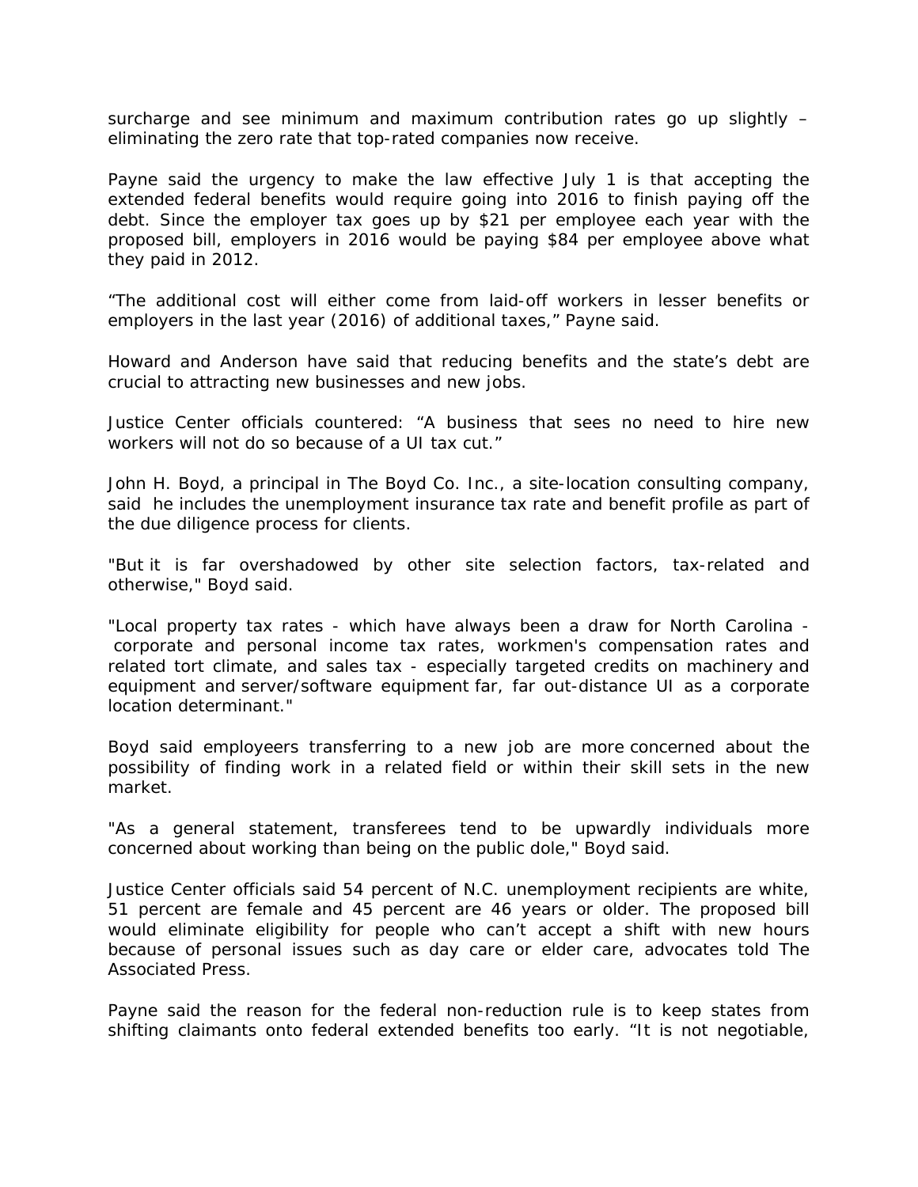surcharge and see minimum and maximum contribution rates go up slightly – eliminating the zero rate that top-rated companies now receive.

Payne said the urgency to make the law effective July 1 is that accepting the extended federal benefits would require going into 2016 to finish paying off the debt. Since the employer tax goes up by $21 per employee each year with the proposed bill, employers in 2016 would be paying $84 per employee above what they paid in 2012.

“The additional cost will either come from laid-off workers in lesser benefits or employers in the last year (2016) of additional taxes,” Payne said.

Howard and Anderson have said that reducing benefits and the state’s debt are crucial to attracting new businesses and new jobs.

Justice Center officials countered: “A business that sees no need to hire new workers will not do so because of a UI tax cut.”

John H. Boyd, a principal in The Boyd Co. Inc., a site-location consulting company, said he includes the unemployment insurance tax rate and benefit profile as part of the due diligence process for clients.

"But it is far overshadowed by other site selection factors, tax-related and otherwise," Boyd said.

"Local property tax rates - which have always been a draw for North Carolina - corporate and personal income tax rates, workmen's compensation rates and related tort climate, and sales tax - especially targeted credits on machinery and equipment and server/software equipment far, far out-distance UI as a corporate location determinant."

Boyd said employeers transferring to a new job are more concerned about the possibility of finding work in a related field or within their skill sets in the new market.

"As a general statement, transferees tend to be upwardly individuals more concerned about working than being on the public dole," Boyd said.

Justice Center officials said 54 percent of N.C. unemployment recipients are white, 51 percent are female and 45 percent are 46 years or older. The proposed bill would eliminate eligibility for people who can’t accept a shift with new hours because of personal issues such as day care or elder care, advocates told The Associated Press.

Payne said the reason for the federal non-reduction rule is to keep states from shifting claimants onto federal extended benefits too early. “It is not negotiable,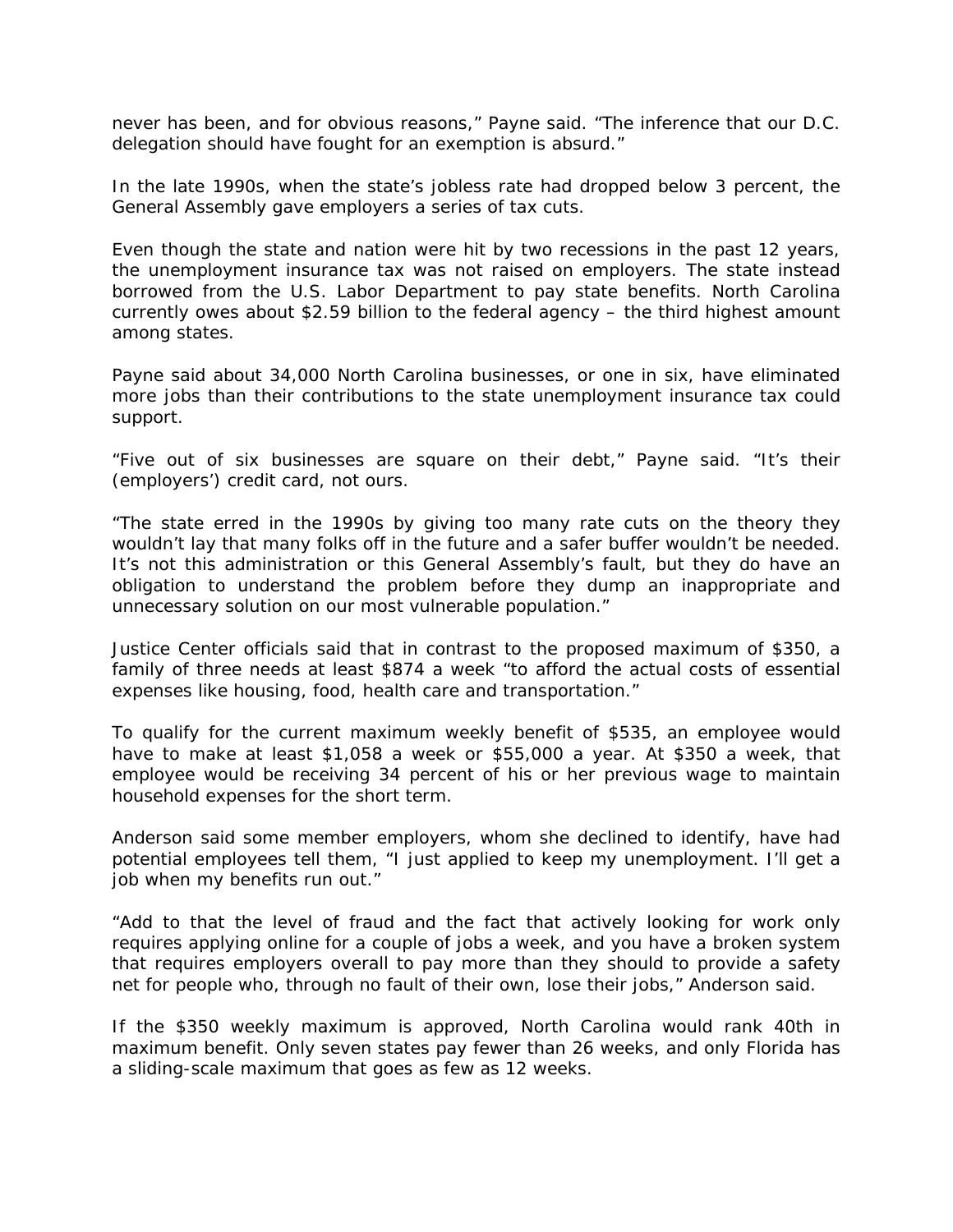never has been, and for obvious reasons," Payne said. "The inference that our D.C. delegation should have fought for an exemption is absurd."

In the late 1990s, when the state's jobless rate had dropped below 3 percent, the General Assembly gave employers a series of tax cuts.

Even though the state and nation were hit by two recessions in the past 12 years, the unemployment insurance tax was not raised on employers. The state instead borrowed from the U.S. Labor Department to pay state benefits. North Carolina currently owes about $2.59 billion to the federal agency – the third highest amount among states.

Payne said about 34,000 North Carolina businesses, or one in six, have eliminated more jobs than their contributions to the state unemployment insurance tax could support.

"Five out of six businesses are square on their debt," Payne said. "It's their (employers') credit card, not ours.

"The state erred in the 1990s by giving too many rate cuts on the theory they wouldn't lay that many folks off in the future and a safer buffer wouldn't be needed. It's not this administration or this General Assembly's fault, but they do have an obligation to understand the problem before they dump an inappropriate and unnecessary solution on our most vulnerable population."

Justice Center officials said that in contrast to the proposed maximum of $350, a family of three needs at least $874 a week "to afford the actual costs of essential expenses like housing, food, health care and transportation."

To qualify for the current maximum weekly benefit of $535, an employee would have to make at least $1,058 a week or $55,000 a year. At $350 a week, that employee would be receiving 34 percent of his or her previous wage to maintain household expenses for the short term.

Anderson said some member employers, whom she declined to identify, have had potential employees tell them, "I just applied to keep my unemployment. I'll get a job when my benefits run out."

"Add to that the level of fraud and the fact that actively looking for work only requires applying online for a couple of jobs a week, and you have a broken system that requires employers overall to pay more than they should to provide a safety net for people who, through no fault of their own, lose their jobs," Anderson said.

If the $350 weekly maximum is approved, North Carolina would rank 40th in maximum benefit. Only seven states pay fewer than 26 weeks, and only Florida has a sliding-scale maximum that goes as few as 12 weeks.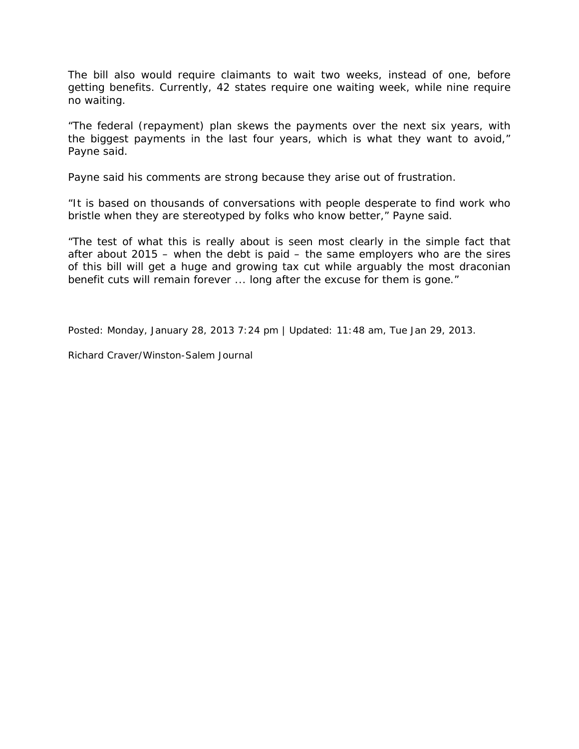The bill also would require claimants to wait two weeks, instead of one, before getting benefits. Currently, 42 states require one waiting week, while nine require no waiting.

"The federal (repayment) plan skews the payments over the next six years, with the biggest payments in the last four years, which is what they want to avoid," Payne said.

Payne said his comments are strong because they arise out of frustration.

"It is based on thousands of conversations with people desperate to find work who bristle when they are stereotyped by folks who know better," Payne said.

"The test of what this is really about is seen most clearly in the simple fact that after about 2015 – when the debt is paid – the same employers who are the sires of this bill will get a huge and growing tax cut while arguably the most draconian benefit cuts will remain forever ... long after the excuse for them is gone."

Posted: Monday, January 28, 2013 7:24 pm | Updated: 11:48 am, Tue Jan 29, 2013.

Richard Craver/Winston-Salem Journal